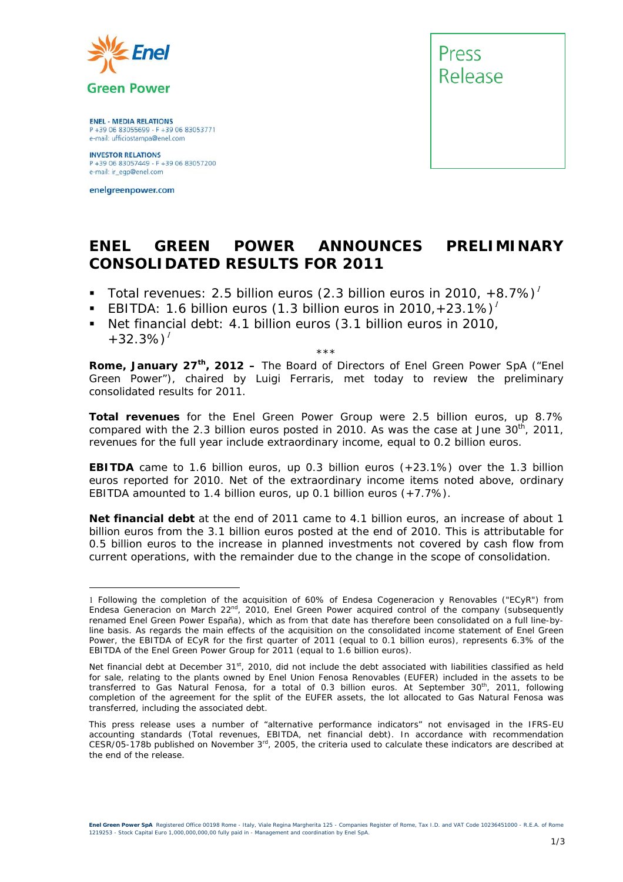Enel Green Power

ENEL - MEDIA RELATIONS
P +39 06 83055699 - F +39 06 83053771
e-mail: ufficiostampa@enel.com

INVESTOR RELATIONS
P +39 06 83057449 - F +39 06 83057200
e-mail: ir_egp@enel.com

enelgreenpower.com

Press Release

# ENEL GREEN POWER ANNOUNCES PRELIMINARY CONSOLIDATED RESULTS FOR 2011

- Total revenues: 2.5 billion euros (2.3 billion euros in 2010, +8.7%)[1]
- EBITDA: 1.6 billion euros (1.3 billion euros in 2010,+23.1%)[1]
- Net financial debt: 4.1 billion euros (3.1 billion euros in 2010, +32.3%)[1]

***

**Rome, January 27th, 2012 –** The Board of Directors of Enel Green Power SpA ("Enel Green Power"), chaired by Luigi Ferraris, met today to review the preliminary consolidated results for 2011.

**Total revenues** for the Enel Green Power Group were 2.5 billion euros, up 8.7% compared with the 2.3 billion euros posted in 2010. As was the case at June 30th, 2011, revenues for the full year include extraordinary income, equal to 0.2 billion euros.

**EBITDA** came to 1.6 billion euros, up 0.3 billion euros (+23.1%) over the 1.3 billion euros reported for 2010. Net of the extraordinary income items noted above, ordinary EBITDA amounted to 1.4 billion euros, up 0.1 billion euros (+7.7%).

**Net financial debt** at the end of 2011 came to 4.1 billion euros, an increase of about 1 billion euros from the 3.1 billion euros posted at the end of 2010. This is attributable for 0.5 billion euros to the increase in planned investments not covered by cash flow from current operations, with the remainder due to the change in the scope of consolidation.

---

[1] Following the completion of the acquisition of 60% of Endesa Cogeneracion y Renovables ("ECyR") from Endesa Generacion on March 22nd, 2010, Enel Green Power acquired control of the company (subsequently renamed Enel Green Power España), which as from that date has therefore been consolidated on a full line-by-line basis. As regards the main effects of the acquisition on the consolidated income statement of Enel Green Power, the EBITDA of ECyR for the first quarter of 2011 (equal to 0.1 billion euros), represents 6.3% of the EBITDA of the Enel Green Power Group for 2011 (equal to 1.6 billion euros).

Net financial debt at December 31st, 2010, did not include the debt associated with liabilities classified as held for sale, relating to the plants owned by Enel Union Fenosa Renovables (EUFER) included in the assets to be transferred to Gas Natural Fenosa, for a total of 0.3 billion euros. At September 30th, 2011, following completion of the agreement for the split of the EUFER assets, the lot allocated to Gas Natural Fenosa was transferred, including the associated debt.

This press release uses a number of "alternative performance indicators" not envisaged in the IFRS-EU accounting standards (Total revenues, EBITDA, net financial debt). In accordance with recommendation CESR/05-178b published on November 3rd, 2005, the criteria used to calculate these indicators are described at the end of the release.

**Enel Green Power SpA** Registered Office 00198 Rome - Italy, Viale Regina Margherita 125 - Companies Register of Rome, Tax I.D. and VAT Code 10236451000 - R.E.A. of Rome 1219253 - Stock Capital Euro 1,000,000,000,00 fully paid in - Management and coordination by Enel SpA.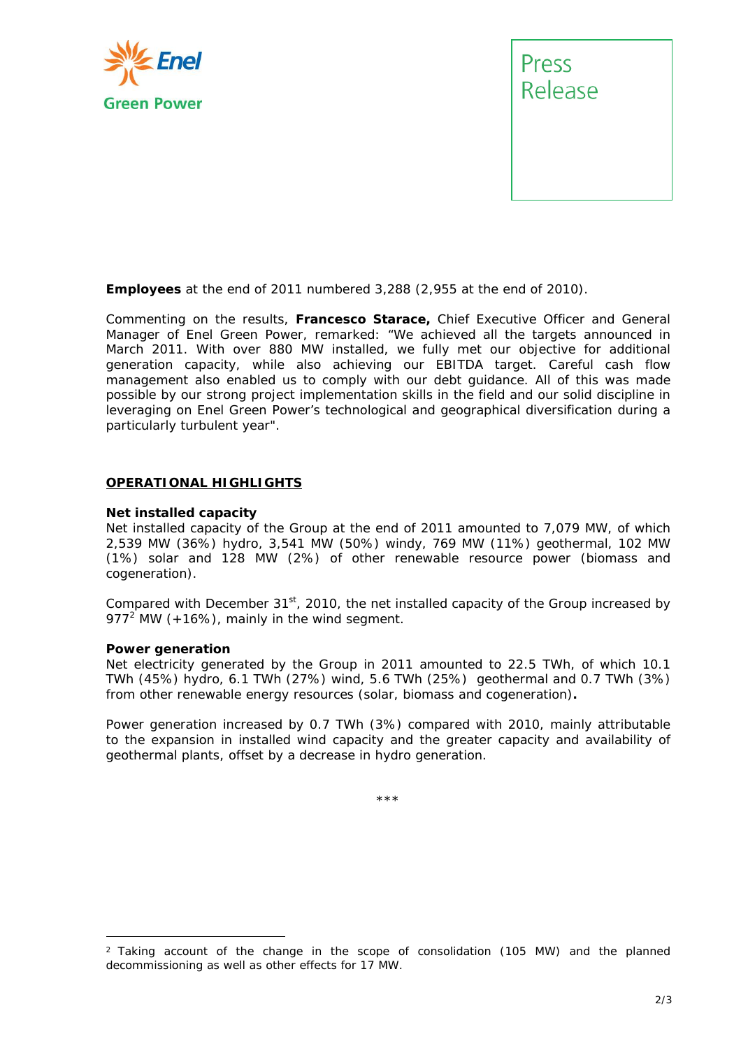**Employees** at the end of 2011 numbered 3,288 (2,955 at the end of 2010).

Commenting on the results, **Francesco Starace,** Chief Executive Officer and General Manager of Enel Green Power, remarked: "We achieved all the targets announced in March 2011. With over 880 MW installed, we fully met our objective for additional generation capacity, while also achieving our EBITDA target. Careful cash flow management also enabled us to comply with our debt guidance. All of this was made possible by our strong project implementation skills in the field and our solid discipline in leveraging on Enel Green Power's technological and geographical diversification during a particularly turbulent year".

## OPERATIONAL HIGHLIGHTS

**Net installed capacity**
Net installed capacity of the Group at the end of 2011 amounted to 7,079 MW, of which 2,539 MW (36%) hydro, 3,541 MW (50%) windy, 769 MW (11%) geothermal, 102 MW (1%) solar and 128 MW (2%) of other renewable resource power (biomass and cogeneration).

Compared with December 31st, 2010, the net installed capacity of the Group increased by 977[2] MW (+16%), mainly in the wind segment.

**Power generation**
Net electricity generated by the Group in 2011 amounted to 22.5 TWh, of which 10.1 TWh (45%) hydro, 6.1 TWh (27%) wind, 5.6 TWh (25%) geothermal and 0.7 TWh (3%) from other renewable energy resources (solar, biomass and cogeneration)**.**

Power generation increased by 0.7 TWh (3%) compared with 2010, mainly attributable to the expansion in installed wind capacity and the greater capacity and availability of geothermal plants, offset by a decrease in hydro generation.

***

[2] Taking account of the change in the scope of consolidation (105 MW) and the planned decommissioning as well as other effects for 17 MW.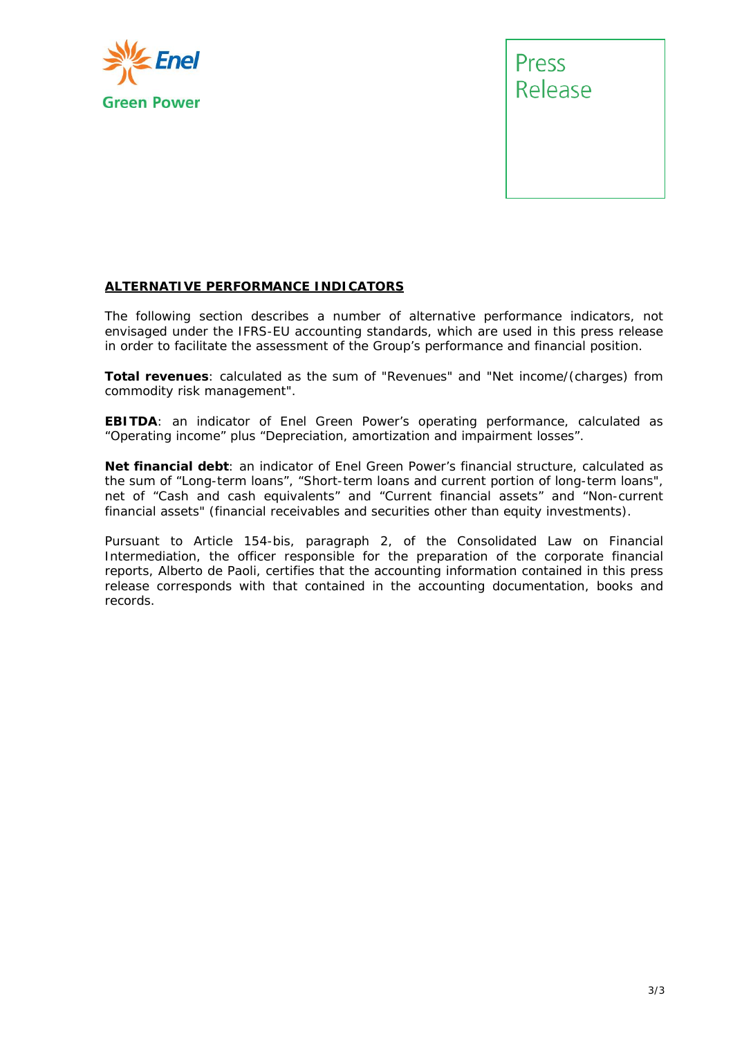**ALTERNATIVE PERFORMANCE INDICATORS**

The following section describes a number of alternative performance indicators, not envisaged under the IFRS-EU accounting standards, which are used in this press release in order to facilitate the assessment of the Group's performance and financial position.

**Total revenues**: calculated as the sum of "Revenues" and "Net income/(charges) from commodity risk management".

**EBITDA**: an indicator of Enel Green Power's operating performance, calculated as "Operating income" plus "Depreciation, amortization and impairment losses".

**Net financial debt**: an indicator of Enel Green Power's financial structure, calculated as the sum of "Long-term loans", "Short-term loans and current portion of long-term loans", net of "Cash and cash equivalents" and "Current financial assets" and "Non-current financial assets" (financial receivables and securities other than equity investments).

Pursuant to Article 154-bis, paragraph 2, of the Consolidated Law on Financial Intermediation, the officer responsible for the preparation of the corporate financial reports, Alberto de Paoli, certifies that the accounting information contained in this press release corresponds with that contained in the accounting documentation, books and records.